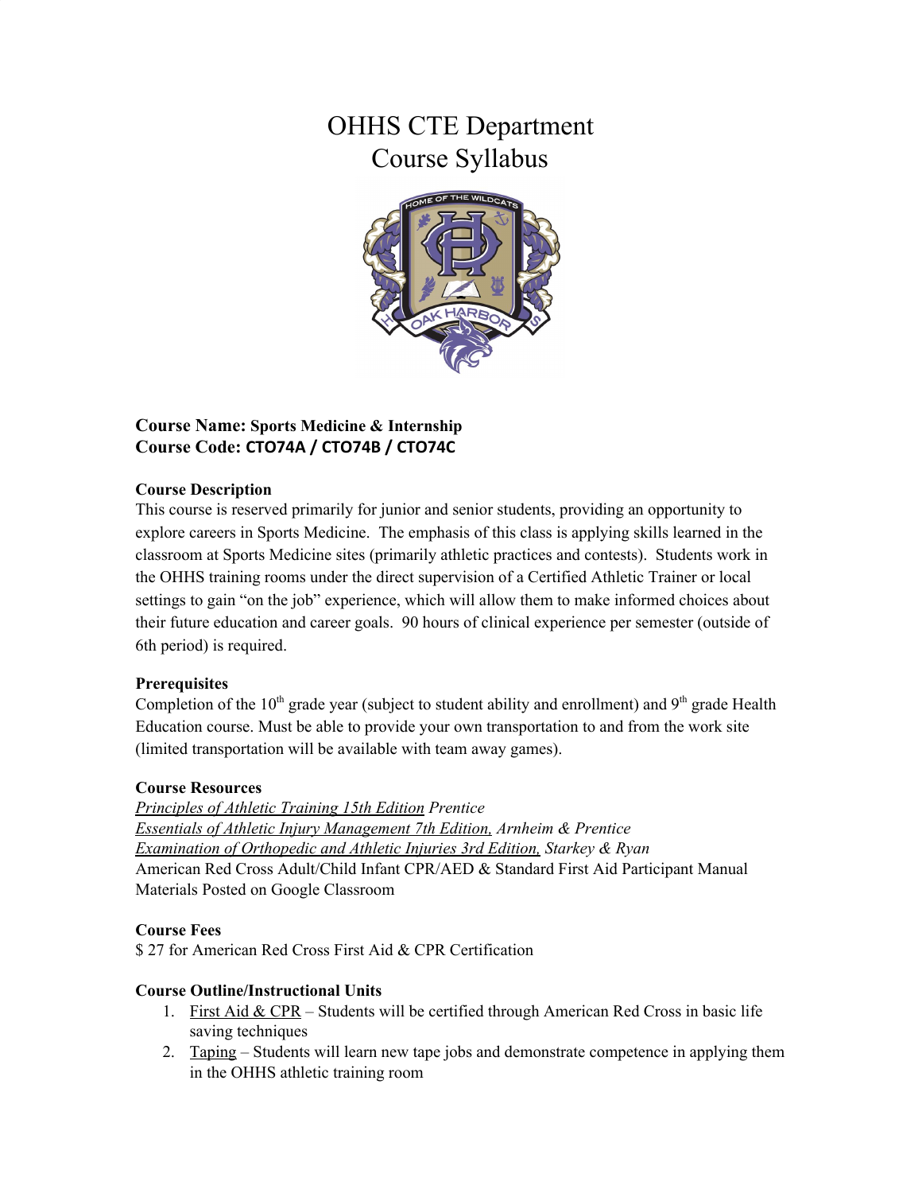# OHHS CTE Department
# Course Syllabus

**Course Name: Sports Medicine & Internship**
**Course Code: CTO74A / CTO74B / CTO74C**

**Course Description**

This course is reserved primarily for junior and senior students, providing an opportunity to explore careers in Sports Medicine. The emphasis of this class is applying skills learned in the classroom at Sports Medicine sites (primarily athletic practices and contests). Students work in the OHHS training rooms under the direct supervision of a Certified Athletic Trainer or local settings to gain "on the job" experience, which will allow them to make informed choices about their future education and career goals. 90 hours of clinical experience per semester (outside of 6th period) is required.

**Prerequisites**

Completion of the 10th grade year (subject to student ability and enrollment) and 9th grade Health Education course. Must be able to provide your own transportation to and from the work site (limited transportation will be available with team away games).

**Course Resources**

*Principles of Athletic Training 15th Edition Prentice*
*Essentials of Athletic Injury Management 7th Edition, Arnheim & Prentice*
*Examination of Orthopedic and Athletic Injuries 3rd Edition, Starkey & Ryan*
American Red Cross Adult/Child Infant CPR/AED & Standard First Aid Participant Manual
Materials Posted on Google Classroom

**Course Fees**

$ 27 for American Red Cross First Aid & CPR Certification

**Course Outline/Instructional Units**

1. First Aid & CPR – Students will be certified through American Red Cross in basic life saving techniques
2. Taping – Students will learn new tape jobs and demonstrate competence in applying them in the OHHS athletic training room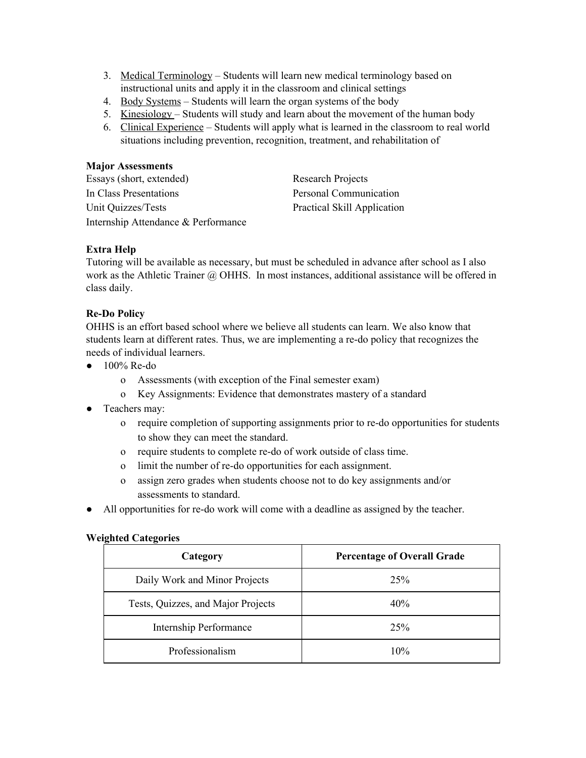3. Medical Terminology – Students will learn new medical terminology based on instructional units and apply it in the classroom and clinical settings
4. Body Systems – Students will learn the organ systems of the body
5. Kinesiology – Students will study and learn about the movement of the human body
6. Clinical Experience – Students will apply what is learned in the classroom to real world situations including prevention, recognition, treatment, and rehabilitation of

**Major Assessments**

Essays (short, extended)
In Class Presentations
Unit Quizzes/Tests
Internship Attendance & Performance
Research Projects
Personal Communication
Practical Skill Application

**Extra Help**

Tutoring will be available as necessary, but must be scheduled in advance after school as I also work as the Athletic Trainer @ OHHS. In most instances, additional assistance will be offered in class daily.

**Re-Do Policy**

OHHS is an effort based school where we believe all students can learn. We also know that students learn at different rates. Thus, we are implementing a re-do policy that recognizes the needs of individual learners.

- 100% Re-do
    - Assessments (with exception of the Final semester exam)
    - Key Assignments: Evidence that demonstrates mastery of a standard
- Teachers may:
    - require completion of supporting assignments prior to re-do opportunities for students to show they can meet the standard.
    - require students to complete re-do of work outside of class time.
    - limit the number of re-do opportunities for each assignment.
    - assign zero grades when students choose not to do key assignments and/or assessments to standard.
- All opportunities for re-do work will come with a deadline as assigned by the teacher.

**Weighted Categories**

| Category | Percentage of Overall Grade |
|---|---|
| Daily Work and Minor Projects | 25% |
| Tests, Quizzes, and Major Projects | 40% |
| Internship Performance | 25% |
| Professionalism | 10% |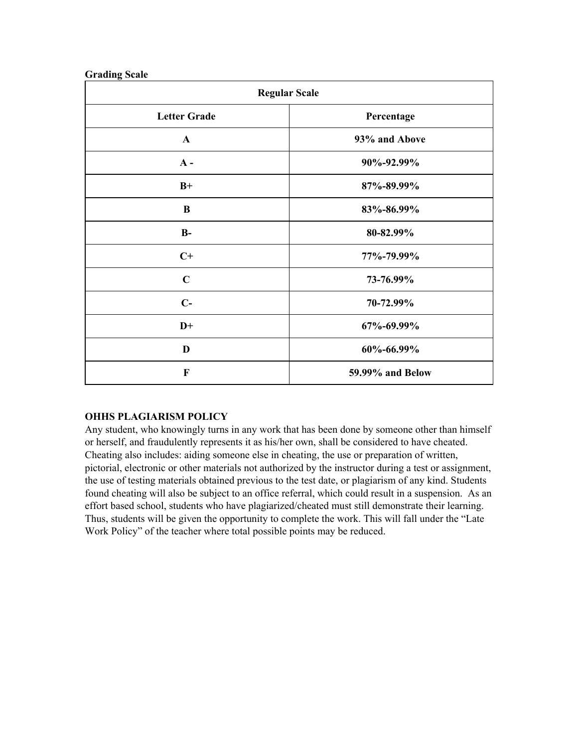**Grading Scale**

| Regular Scale | |
|---|---|
| **Letter Grade** | **Percentage** |
| **A** | **93% and Above** |
| **A -** | **90%-92.99%** |
| **B+** | **87%-89.99%** |
| **B** | **83%-86.99%** |
| **B-** | **80-82.99%** |
| **C+** | **77%-79.99%** |
| **C** | **73-76.99%** |
| **C-** | **70-72.99%** |
| **D+** | **67%-69.99%** |
| **D** | **60%-66.99%** |
| **F** | **59.99% and Below** |

**OHHS PLAGIARISM POLICY**

Any student, who knowingly turns in any work that has been done by someone other than himself or herself, and fraudulently represents it as his/her own, shall be considered to have cheated. Cheating also includes: aiding someone else in cheating, the use or preparation of written, pictorial, electronic or other materials not authorized by the instructor during a test or assignment, the use of testing materials obtained previous to the test date, or plagiarism of any kind. Students found cheating will also be subject to an office referral, which could result in a suspension. As an effort based school, students who have plagiarized/cheated must still demonstrate their learning. Thus, students will be given the opportunity to complete the work. This will fall under the "Late Work Policy" of the teacher where total possible points may be reduced.